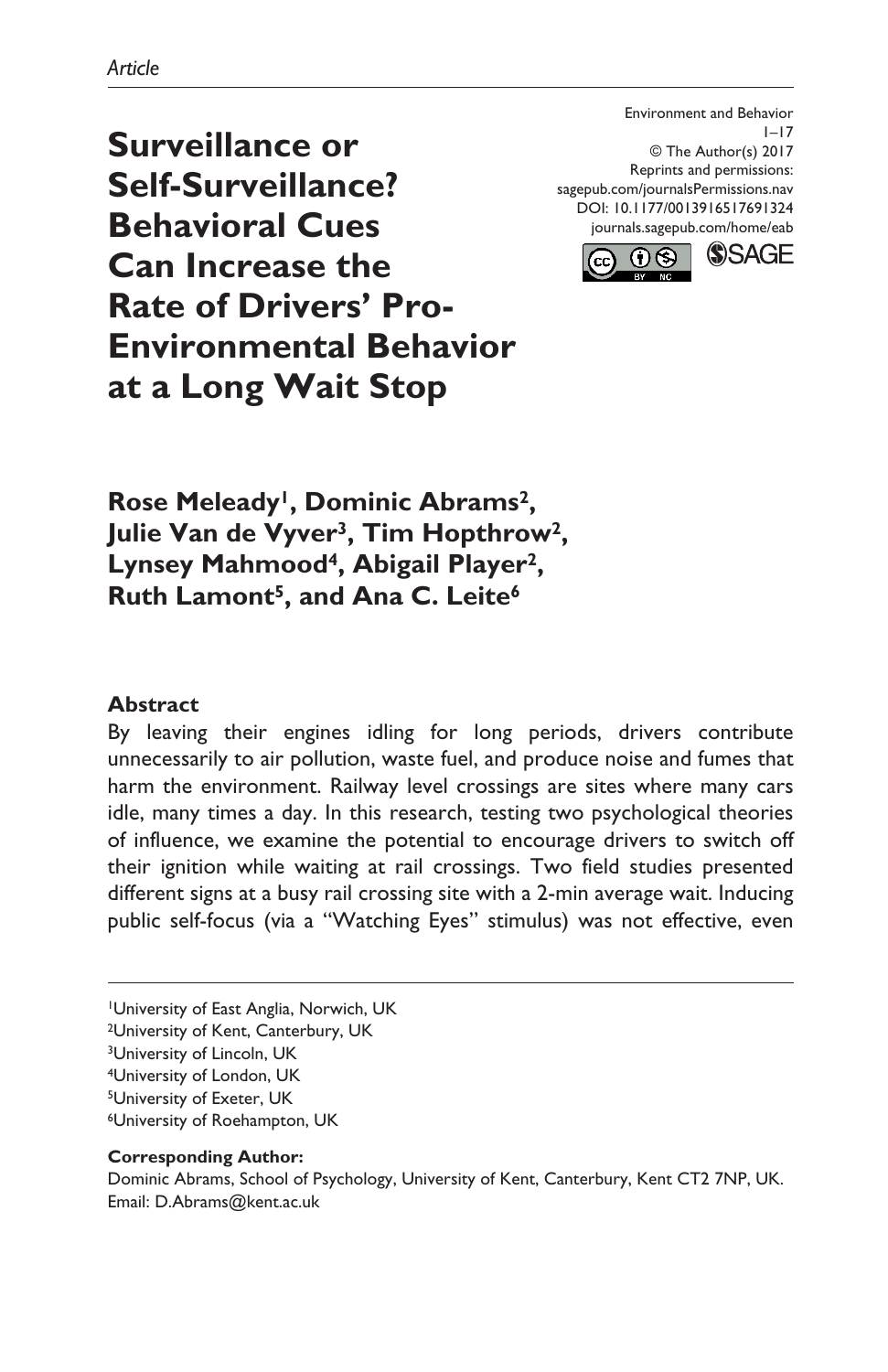*Article*

Environment and Behavior
1–17
© The Author(s) 2017
Reprints and permissions:
sagepub.com/journalsPermissions.nav
DOI: 10.1177/0013916517691324
journals.sagepub.com/home/eab

# Surveillance or Self-Surveillance? Behavioral Cues Can Increase the Rate of Drivers' Pro-Environmental Behavior at a Long Wait Stop

**Rose Meleady[1], Dominic Abrams[2], Julie Van de Vyver[3], Tim Hopthrow[2], Lynsey Mahmood[4], Abigail Player[2], Ruth Lamont[5], and Ana C. Leite[6]**

## Abstract

By leaving their engines idling for long periods, drivers contribute unnecessarily to air pollution, waste fuel, and produce noise and fumes that harm the environment. Railway level crossings are sites where many cars idle, many times a day. In this research, testing two psychological theories of influence, we examine the potential to encourage drivers to switch off their ignition while waiting at rail crossings. Two field studies presented different signs at a busy rail crossing site with a 2-min average wait. Inducing public self-focus (via a "Watching Eyes" stimulus) was not effective, even

---

[1]University of East Anglia, Norwich, UK
[2]University of Kent, Canterbury, UK
[3]University of Lincoln, UK
[4]University of London, UK
[5]University of Exeter, UK
[6]University of Roehampton, UK

**Corresponding Author:**
Dominic Abrams, School of Psychology, University of Kent, Canterbury, Kent CT2 7NP, UK.
Email: D.Abrams@kent.ac.uk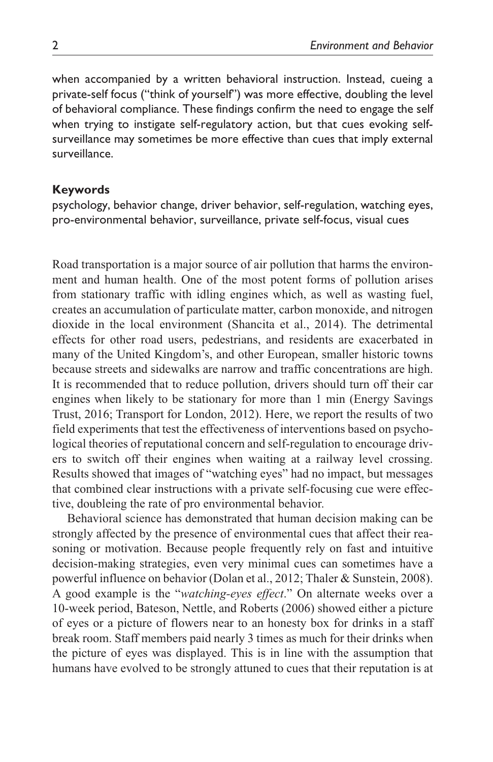when accompanied by a written behavioral instruction. Instead, cueing a private-self focus ("think of yourself") was more effective, doubling the level of behavioral compliance. These findings confirm the need to engage the self when trying to instigate self-regulatory action, but that cues evoking self-surveillance may sometimes be more effective than cues that imply external surveillance.

**Keywords**

psychology, behavior change, driver behavior, self-regulation, watching eyes, pro-environmental behavior, surveillance, private self-focus, visual cues

Road transportation is a major source of air pollution that harms the environment and human health. One of the most potent forms of pollution arises from stationary traffic with idling engines which, as well as wasting fuel, creates an accumulation of particulate matter, carbon monoxide, and nitrogen dioxide in the local environment (Shancita et al., 2014). The detrimental effects for other road users, pedestrians, and residents are exacerbated in many of the United Kingdom's, and other European, smaller historic towns because streets and sidewalks are narrow and traffic concentrations are high. It is recommended that to reduce pollution, drivers should turn off their car engines when likely to be stationary for more than 1 min (Energy Savings Trust, 2016; Transport for London, 2012). Here, we report the results of two field experiments that test the effectiveness of interventions based on psychological theories of reputational concern and self-regulation to encourage drivers to switch off their engines when waiting at a railway level crossing. Results showed that images of "watching eyes" had no impact, but messages that combined clear instructions with a private self-focusing cue were effective, doubleing the rate of pro environmental behavior.

Behavioral science has demonstrated that human decision making can be strongly affected by the presence of environmental cues that affect their reasoning or motivation. Because people frequently rely on fast and intuitive decision-making strategies, even very minimal cues can sometimes have a powerful influence on behavior (Dolan et al., 2012; Thaler & Sunstein, 2008). A good example is the "*watching-eyes effect*." On alternate weeks over a 10-week period, Bateson, Nettle, and Roberts (2006) showed either a picture of eyes or a picture of flowers near to an honesty box for drinks in a staff break room. Staff members paid nearly 3 times as much for their drinks when the picture of eyes was displayed. This is in line with the assumption that humans have evolved to be strongly attuned to cues that their reputation is at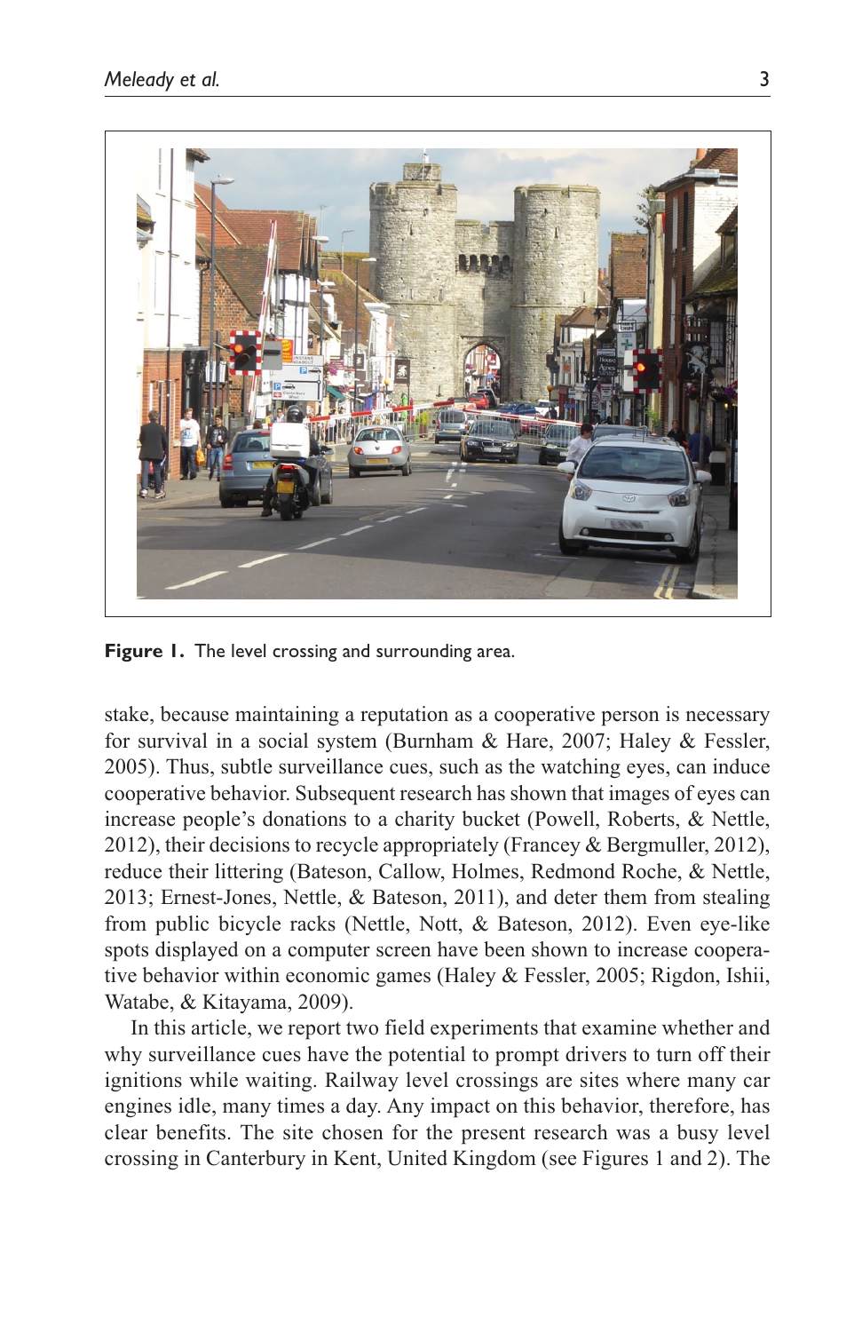Figure 1. The level crossing and surrounding area.

stake, because maintaining a reputation as a cooperative person is necessary for survival in a social system (Burnham & Hare, 2007; Haley & Fessler, 2005). Thus, subtle surveillance cues, such as the watching eyes, can induce cooperative behavior. Subsequent research has shown that images of eyes can increase people's donations to a charity bucket (Powell, Roberts, & Nettle, 2012), their decisions to recycle appropriately (Francey & Bergmuller, 2012), reduce their littering (Bateson, Callow, Holmes, Redmond Roche, & Nettle, 2013; Ernest-Jones, Nettle, & Bateson, 2011), and deter them from stealing from public bicycle racks (Nettle, Nott, & Bateson, 2012). Even eye-like spots displayed on a computer screen have been shown to increase cooperative behavior within economic games (Haley & Fessler, 2005; Rigdon, Ishii, Watabe, & Kitayama, 2009).

In this article, we report two field experiments that examine whether and why surveillance cues have the potential to prompt drivers to turn off their ignitions while waiting. Railway level crossings are sites where many car engines idle, many times a day. Any impact on this behavior, therefore, has clear benefits. The site chosen for the present research was a busy level crossing in Canterbury in Kent, United Kingdom (see Figures 1 and 2). The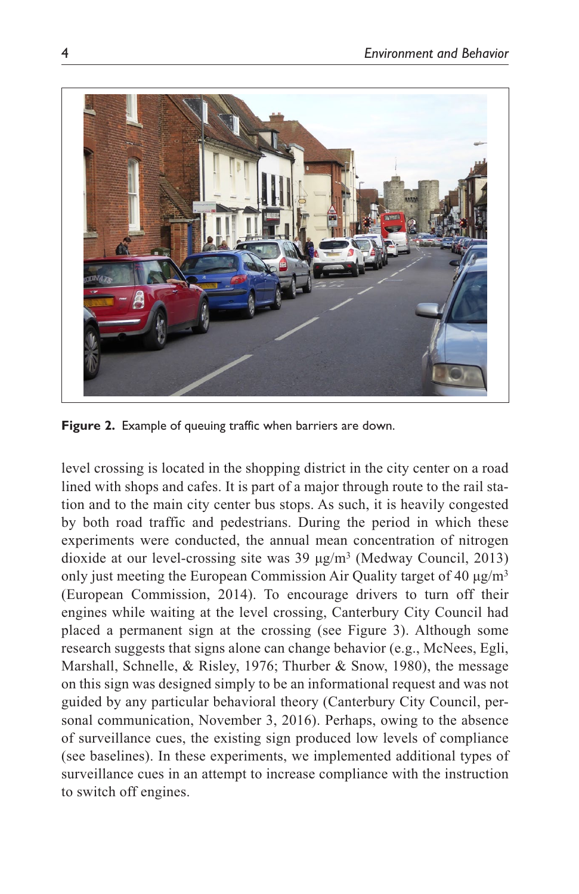**Figure 2.** Example of queuing traffic when barriers are down.

level crossing is located in the shopping district in the city center on a road lined with shops and cafes. It is part of a major through route to the rail station and to the main city center bus stops. As such, it is heavily congested by both road traffic and pedestrians. During the period in which these experiments were conducted, the annual mean concentration of nitrogen dioxide at our level-crossing site was 39 μg/m$^3$ (Medway Council, 2013) only just meeting the European Commission Air Quality target of 40 μg/m$^3$ (European Commission, 2014). To encourage drivers to turn off their engines while waiting at the level crossing, Canterbury City Council had placed a permanent sign at the crossing (see Figure 3). Although some research suggests that signs alone can change behavior (e.g., McNees, Egli, Marshall, Schnelle, & Risley, 1976; Thurber & Snow, 1980), the message on this sign was designed simply to be an informational request and was not guided by any particular behavioral theory (Canterbury City Council, personal communication, November 3, 2016). Perhaps, owing to the absence of surveillance cues, the existing sign produced low levels of compliance (see baselines). In these experiments, we implemented additional types of surveillance cues in an attempt to increase compliance with the instruction to switch off engines.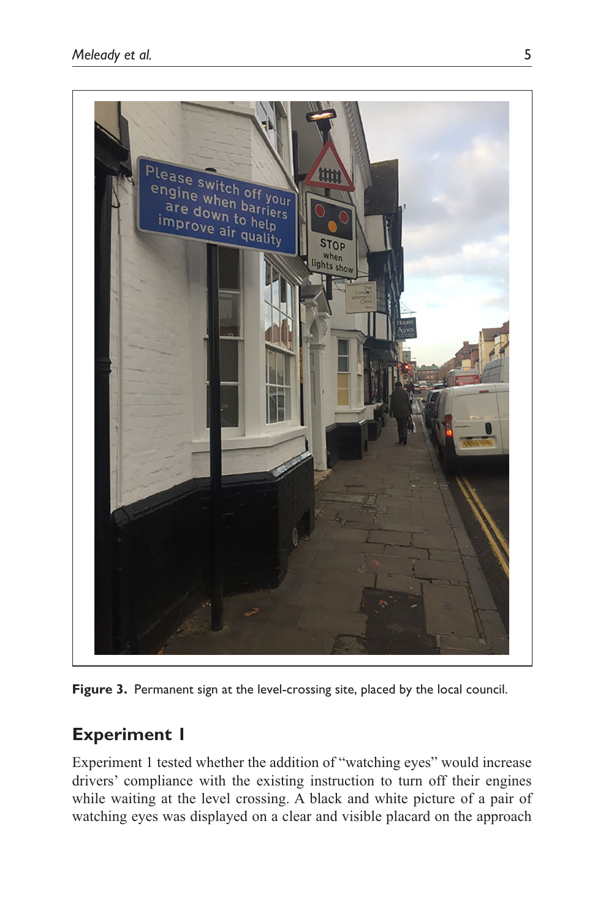Figure 3. Permanent sign at the level-crossing site, placed by the local council.

## Experiment 1

Experiment 1 tested whether the addition of "watching eyes" would increase drivers' compliance with the existing instruction to turn off their engines while waiting at the level crossing. A black and white picture of a pair of watching eyes was displayed on a clear and visible placard on the approach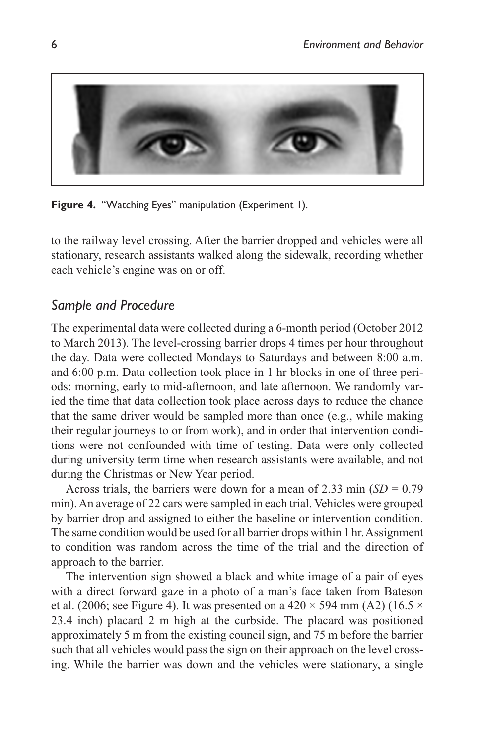Figure 4. "Watching Eyes" manipulation (Experiment 1).

to the railway level crossing. After the barrier dropped and vehicles were all stationary, research assistants walked along the sidewalk, recording whether each vehicle's engine was on or off.

## *Sample and Procedure*

The experimental data were collected during a 6-month period (October 2012 to March 2013). The level-crossing barrier drops 4 times per hour throughout the day. Data were collected Mondays to Saturdays and between 8:00 a.m. and 6:00 p.m. Data collection took place in 1 hr blocks in one of three periods: morning, early to mid-afternoon, and late afternoon. We randomly varied the time that data collection took place across days to reduce the chance that the same driver would be sampled more than once (e.g., while making their regular journeys to or from work), and in order that intervention conditions were not confounded with time of testing. Data were only collected during university term time when research assistants were available, and not during the Christmas or New Year period.

Across trials, the barriers were down for a mean of 2.33 min ($SD = 0.79$ min). An average of 22 cars were sampled in each trial. Vehicles were grouped by barrier drop and assigned to either the baseline or intervention condition. The same condition would be used for all barrier drops within 1 hr. Assignment to condition was random across the time of the trial and the direction of approach to the barrier.

The intervention sign showed a black and white image of a pair of eyes with a direct forward gaze in a photo of a man's face taken from Bateson et al. (2006; see Figure 4). It was presented on a 420 × 594 mm (A2) (16.5 × 23.4 inch) placard 2 m high at the curbside. The placard was positioned approximately 5 m from the existing council sign, and 75 m before the barrier such that all vehicles would pass the sign on their approach on the level crossing. While the barrier was down and the vehicles were stationary, a single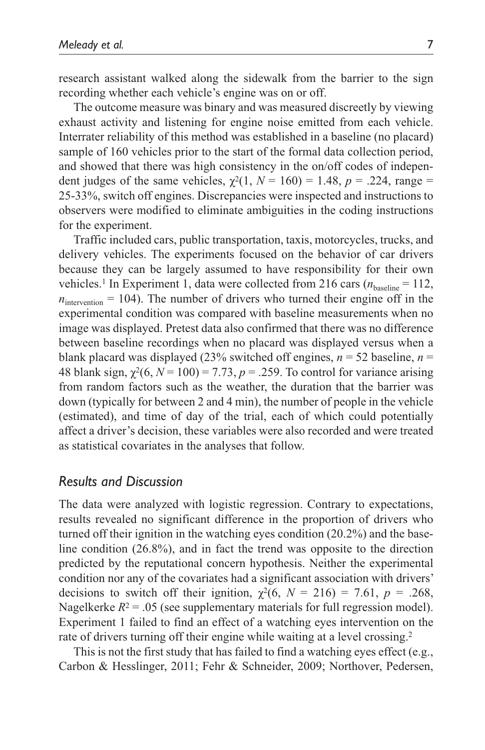research assistant walked along the sidewalk from the barrier to the sign recording whether each vehicle's engine was on or off.

The outcome measure was binary and was measured discreetly by viewing exhaust activity and listening for engine noise emitted from each vehicle. Interrater reliability of this method was established in a baseline (no placard) sample of 160 vehicles prior to the start of the formal data collection period, and showed that there was high consistency in the on/off codes of independent judges of the same vehicles, $\chi^2(1, N = 160) = 1.48$, $p = .224$, range = 25-33%, switch off engines. Discrepancies were inspected and instructions to observers were modified to eliminate ambiguities in the coding instructions for the experiment.

Traffic included cars, public transportation, taxis, motorcycles, trucks, and delivery vehicles. The experiments focused on the behavior of car drivers because they can be largely assumed to have responsibility for their own vehicles.[1] In Experiment 1, data were collected from 216 cars ($n_{\text{baseline}} = 112$, $n_{\text{intervention}} = 104$). The number of drivers who turned their engine off in the experimental condition was compared with baseline measurements when no image was displayed. Pretest data also confirmed that there was no difference between baseline recordings when no placard was displayed versus when a blank placard was displayed (23% switched off engines, $n = 52$ baseline, $n = 48$ blank sign, $\chi^2(6, N = 100) = 7.73$, $p = .259$. To control for variance arising from random factors such as the weather, the duration that the barrier was down (typically for between 2 and 4 min), the number of people in the vehicle (estimated), and time of day of the trial, each of which could potentially affect a driver's decision, these variables were also recorded and were treated as statistical covariates in the analyses that follow.

## *Results and Discussion*

The data were analyzed with logistic regression. Contrary to expectations, results revealed no significant difference in the proportion of drivers who turned off their ignition in the watching eyes condition (20.2%) and the baseline condition (26.8%), and in fact the trend was opposite to the direction predicted by the reputational concern hypothesis. Neither the experimental condition nor any of the covariates had a significant association with drivers' decisions to switch off their ignition, $\chi^2(6, N = 216) = 7.61$, $p = .268$, Nagelkerke $R^2 = .05$ (see supplementary materials for full regression model). Experiment 1 failed to find an effect of a watching eyes intervention on the rate of drivers turning off their engine while waiting at a level crossing.[2]

This is not the first study that has failed to find a watching eyes effect (e.g., Carbon & Hesslinger, 2011; Fehr & Schneider, 2009; Northover, Pedersen,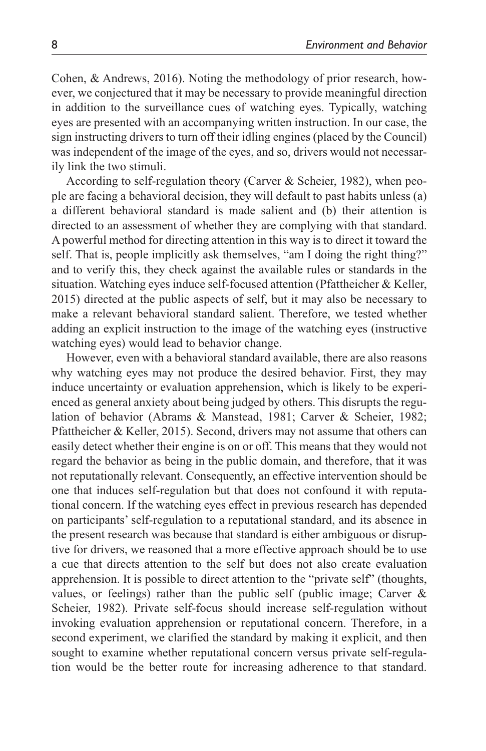Cohen, & Andrews, 2016). Noting the methodology of prior research, however, we conjectured that it may be necessary to provide meaningful direction in addition to the surveillance cues of watching eyes. Typically, watching eyes are presented with an accompanying written instruction. In our case, the sign instructing drivers to turn off their idling engines (placed by the Council) was independent of the image of the eyes, and so, drivers would not necessarily link the two stimuli.

According to self-regulation theory (Carver & Scheier, 1982), when people are facing a behavioral decision, they will default to past habits unless (a) a different behavioral standard is made salient and (b) their attention is directed to an assessment of whether they are complying with that standard. A powerful method for directing attention in this way is to direct it toward the self. That is, people implicitly ask themselves, "am I doing the right thing?" and to verify this, they check against the available rules or standards in the situation. Watching eyes induce self-focused attention (Pfattheicher & Keller, 2015) directed at the public aspects of self, but it may also be necessary to make a relevant behavioral standard salient. Therefore, we tested whether adding an explicit instruction to the image of the watching eyes (instructive watching eyes) would lead to behavior change.

However, even with a behavioral standard available, there are also reasons why watching eyes may not produce the desired behavior. First, they may induce uncertainty or evaluation apprehension, which is likely to be experienced as general anxiety about being judged by others. This disrupts the regulation of behavior (Abrams & Manstead, 1981; Carver & Scheier, 1982; Pfattheicher & Keller, 2015). Second, drivers may not assume that others can easily detect whether their engine is on or off. This means that they would not regard the behavior as being in the public domain, and therefore, that it was not reputationally relevant. Consequently, an effective intervention should be one that induces self-regulation but that does not confound it with reputational concern. If the watching eyes effect in previous research has depended on participants' self-regulation to a reputational standard, and its absence in the present research was because that standard is either ambiguous or disruptive for drivers, we reasoned that a more effective approach should be to use a cue that directs attention to the self but does not also create evaluation apprehension. It is possible to direct attention to the "private self" (thoughts, values, or feelings) rather than the public self (public image; Carver & Scheier, 1982). Private self-focus should increase self-regulation without invoking evaluation apprehension or reputational concern. Therefore, in a second experiment, we clarified the standard by making it explicit, and then sought to examine whether reputational concern versus private self-regulation would be the better route for increasing adherence to that standard.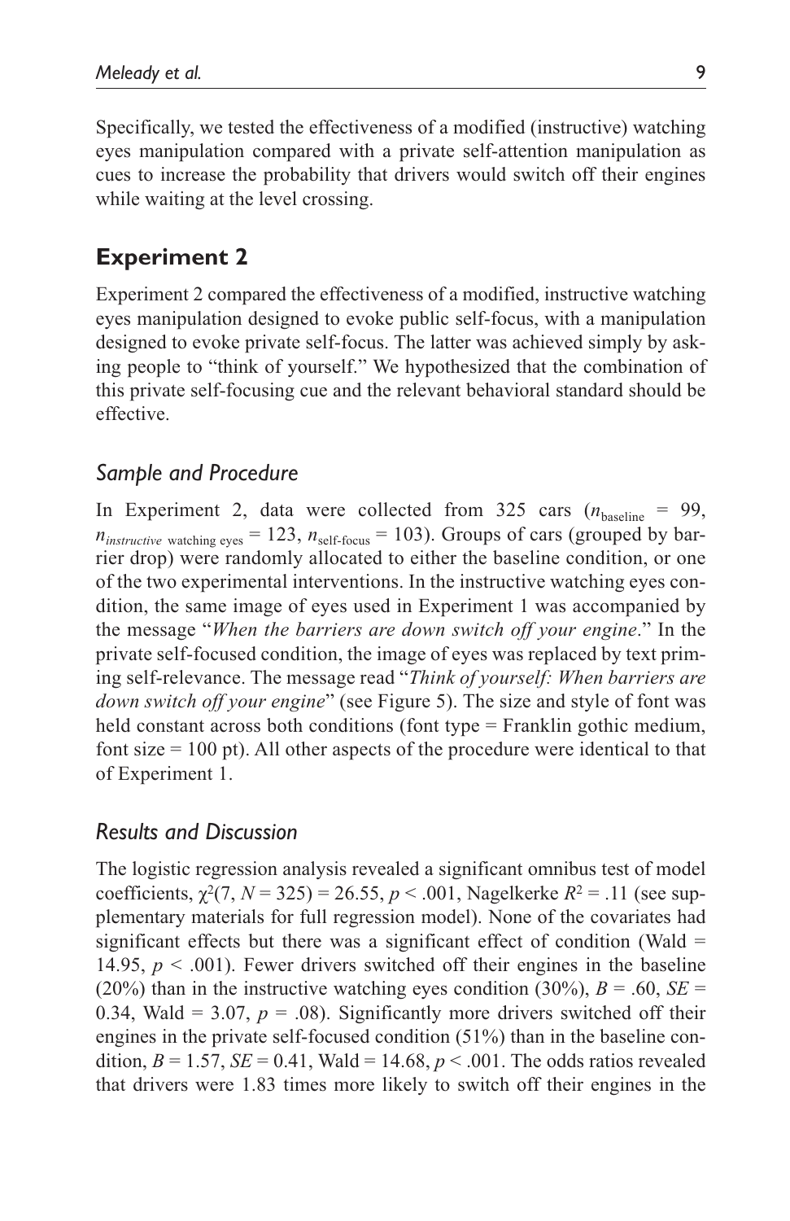Specifically, we tested the effectiveness of a modified (instructive) watching eyes manipulation compared with a private self-attention manipulation as cues to increase the probability that drivers would switch off their engines while waiting at the level crossing.

## Experiment 2

Experiment 2 compared the effectiveness of a modified, instructive watching eyes manipulation designed to evoke public self-focus, with a manipulation designed to evoke private self-focus. The latter was achieved simply by asking people to "think of yourself." We hypothesized that the combination of this private self-focusing cue and the relevant behavioral standard should be effective.

### *Sample and Procedure*

In Experiment 2, data were collected from 325 cars ($n_{\text{baseline}}$ = 99, $n_{\textit{instructive}\ \text{watching eyes}}$ = 123, $n_{\text{self-focus}}$ = 103). Groups of cars (grouped by barrier drop) were randomly allocated to either the baseline condition, or one of the two experimental interventions. In the instructive watching eyes condition, the same image of eyes used in Experiment 1 was accompanied by the message "*When the barriers are down switch off your engine*." In the private self-focused condition, the image of eyes was replaced by text priming self-relevance. The message read "*Think of yourself: When barriers are down switch off your engine*" (see Figure 5). The size and style of font was held constant across both conditions (font type = Franklin gothic medium, font size = 100 pt). All other aspects of the procedure were identical to that of Experiment 1.

### *Results and Discussion*

The logistic regression analysis revealed a significant omnibus test of model coefficients, $\chi^2(7, N = 325) = 26.55$, $p < .001$, Nagelkerke $R^2 = .11$ (see supplementary materials for full regression model). None of the covariates had significant effects but there was a significant effect of condition (Wald = 14.95, $p < .001$). Fewer drivers switched off their engines in the baseline (20%) than in the instructive watching eyes condition (30%), $B = .60$, $SE$ = 0.34, Wald = 3.07, $p = .08$). Significantly more drivers switched off their engines in the private self-focused condition (51%) than in the baseline condition, $B = 1.57$, $SE = 0.41$, Wald = 14.68, $p < .001$. The odds ratios revealed that drivers were 1.83 times more likely to switch off their engines in the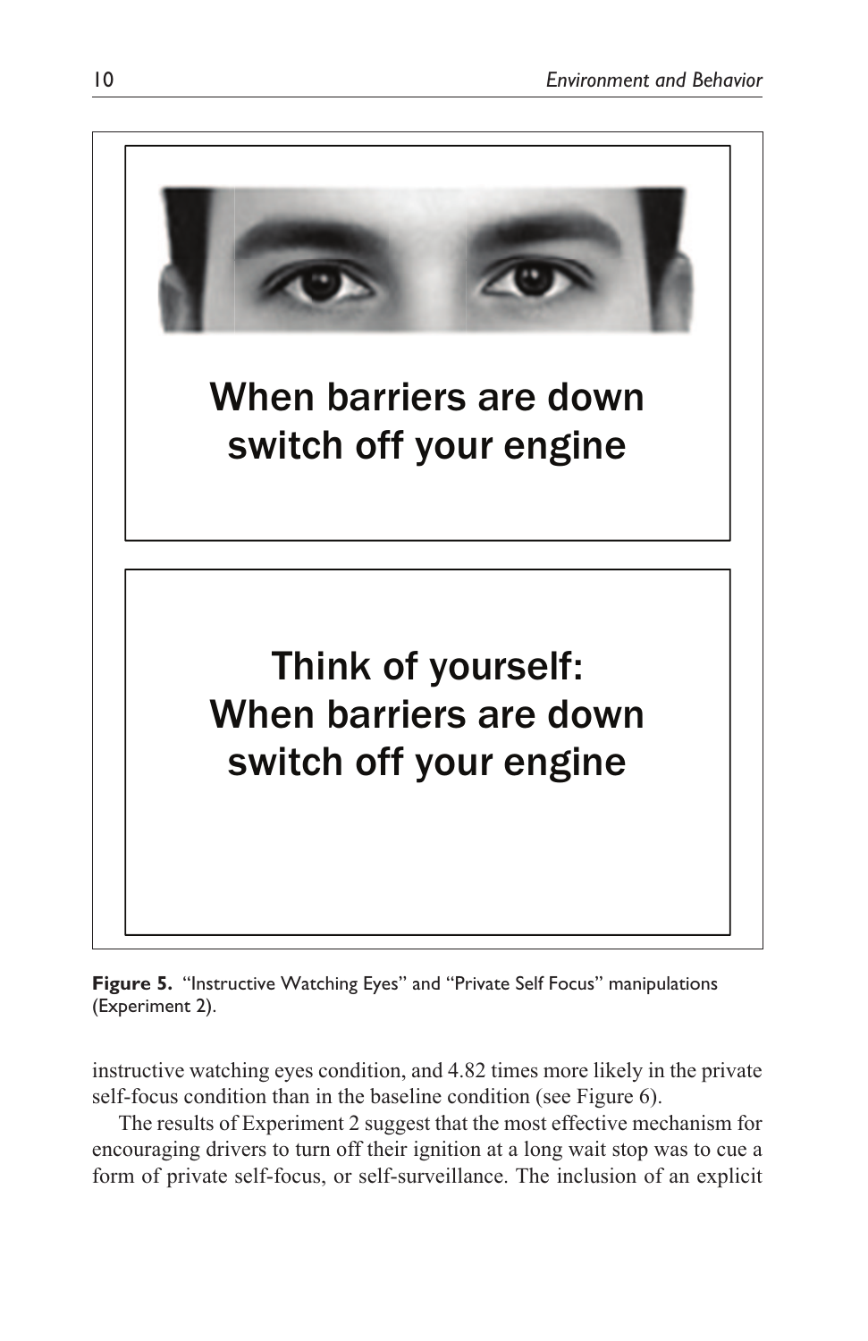When barriers are down switch off your engine

Think of yourself: When barriers are down switch off your engine

**Figure 5.** "Instructive Watching Eyes" and "Private Self Focus" manipulations (Experiment 2).

instructive watching eyes condition, and 4.82 times more likely in the private self-focus condition than in the baseline condition (see Figure 6).

The results of Experiment 2 suggest that the most effective mechanism for encouraging drivers to turn off their ignition at a long wait stop was to cue a form of private self-focus, or self-surveillance. The inclusion of an explicit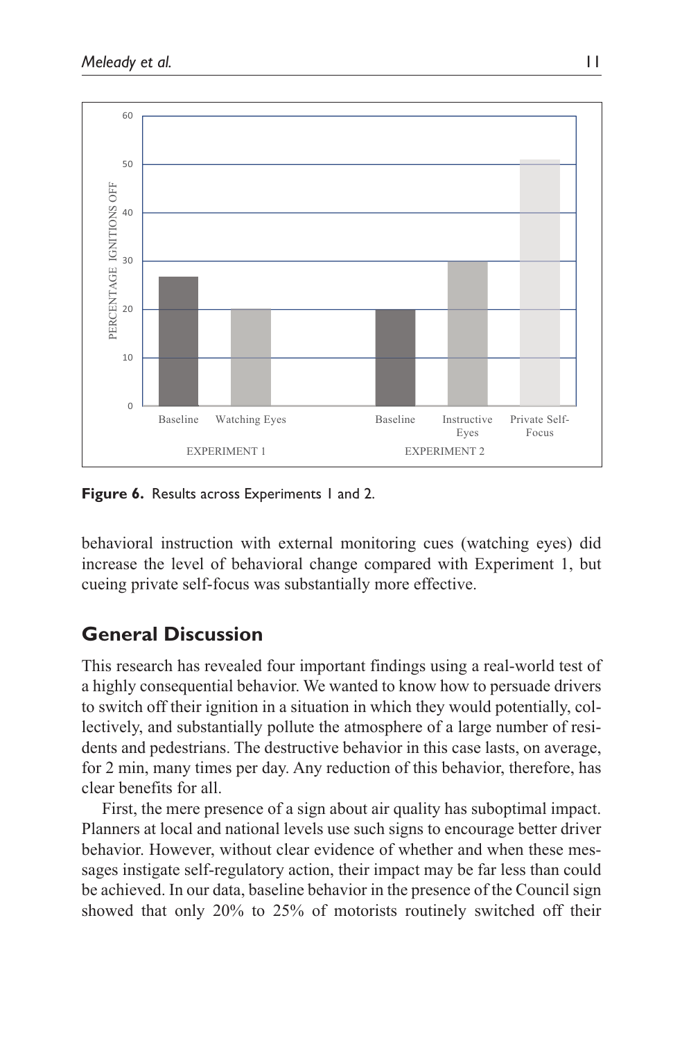**Figure 6.** Results across Experiments 1 and 2.

behavioral instruction with external monitoring cues (watching eyes) did increase the level of behavioral change compared with Experiment 1, but cueing private self-focus was substantially more effective.

## General Discussion

This research has revealed four important findings using a real-world test of a highly consequential behavior. We wanted to know how to persuade drivers to switch off their ignition in a situation in which they would potentially, collectively, and substantially pollute the atmosphere of a large number of residents and pedestrians. The destructive behavior in this case lasts, on average, for 2 min, many times per day. Any reduction of this behavior, therefore, has clear benefits for all.

First, the mere presence of a sign about air quality has suboptimal impact. Planners at local and national levels use such signs to encourage better driver behavior. However, without clear evidence of whether and when these messages instigate self-regulatory action, their impact may be far less than could be achieved. In our data, baseline behavior in the presence of the Council sign showed that only 20% to 25% of motorists routinely switched off their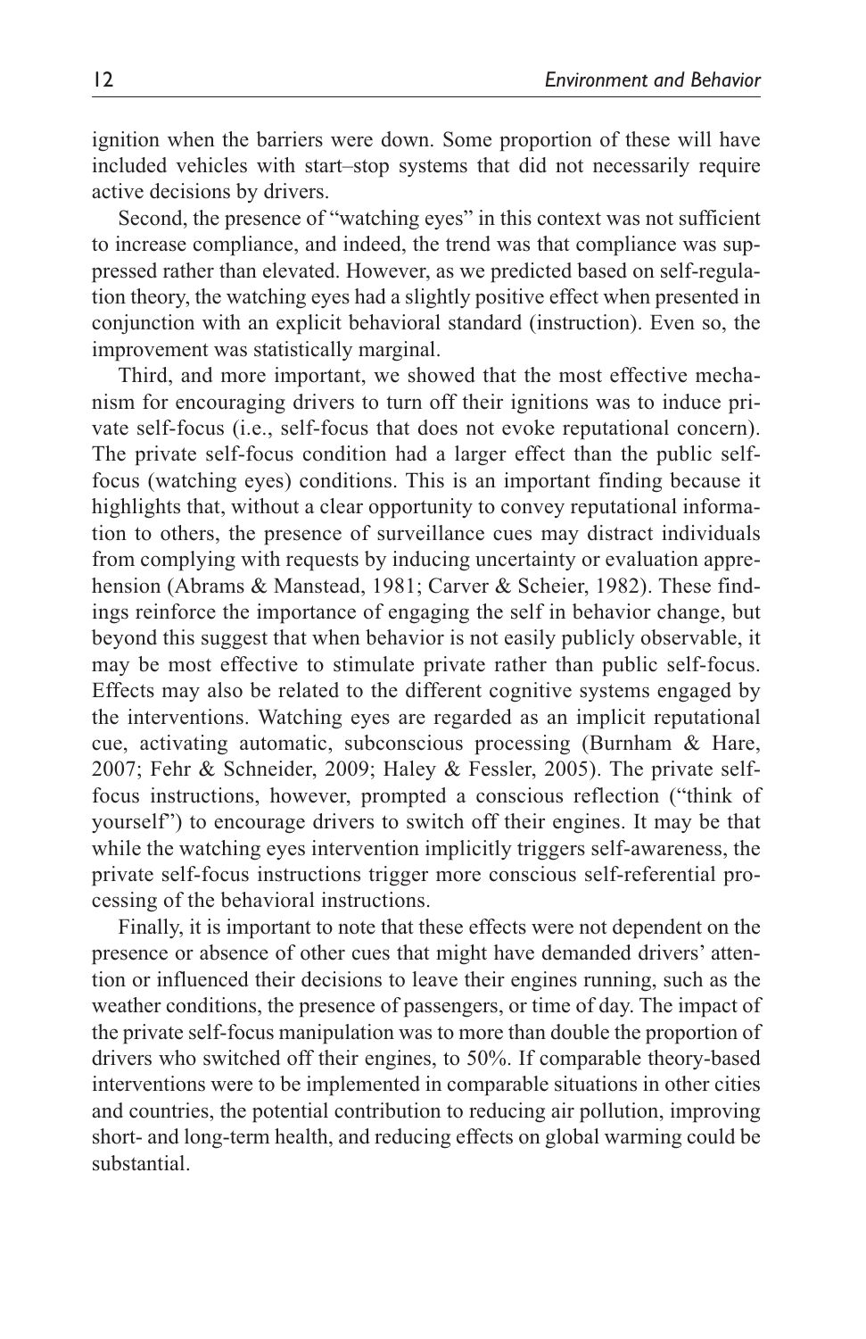ignition when the barriers were down. Some proportion of these will have included vehicles with start–stop systems that did not necessarily require active decisions by drivers.

Second, the presence of "watching eyes" in this context was not sufficient to increase compliance, and indeed, the trend was that compliance was suppressed rather than elevated. However, as we predicted based on self-regulation theory, the watching eyes had a slightly positive effect when presented in conjunction with an explicit behavioral standard (instruction). Even so, the improvement was statistically marginal.

Third, and more important, we showed that the most effective mechanism for encouraging drivers to turn off their ignitions was to induce private self-focus (i.e., self-focus that does not evoke reputational concern). The private self-focus condition had a larger effect than the public self-focus (watching eyes) conditions. This is an important finding because it highlights that, without a clear opportunity to convey reputational information to others, the presence of surveillance cues may distract individuals from complying with requests by inducing uncertainty or evaluation apprehension (Abrams & Manstead, 1981; Carver & Scheier, 1982). These findings reinforce the importance of engaging the self in behavior change, but beyond this suggest that when behavior is not easily publicly observable, it may be most effective to stimulate private rather than public self-focus. Effects may also be related to the different cognitive systems engaged by the interventions. Watching eyes are regarded as an implicit reputational cue, activating automatic, subconscious processing (Burnham & Hare, 2007; Fehr & Schneider, 2009; Haley & Fessler, 2005). The private self-focus instructions, however, prompted a conscious reflection ("think of yourself") to encourage drivers to switch off their engines. It may be that while the watching eyes intervention implicitly triggers self-awareness, the private self-focus instructions trigger more conscious self-referential processing of the behavioral instructions.

Finally, it is important to note that these effects were not dependent on the presence or absence of other cues that might have demanded drivers' attention or influenced their decisions to leave their engines running, such as the weather conditions, the presence of passengers, or time of day. The impact of the private self-focus manipulation was to more than double the proportion of drivers who switched off their engines, to 50%. If comparable theory-based interventions were to be implemented in comparable situations in other cities and countries, the potential contribution to reducing air pollution, improving short- and long-term health, and reducing effects on global warming could be substantial.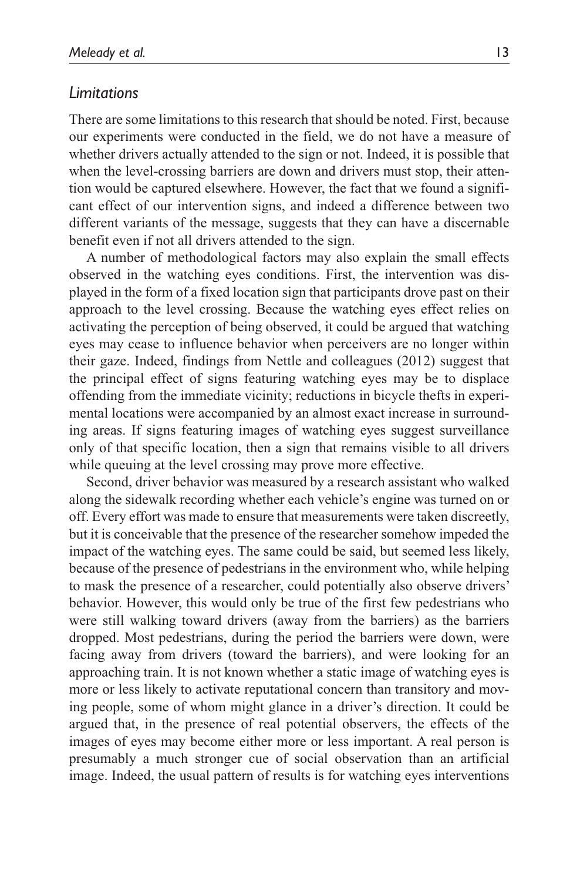### *Limitations*

There are some limitations to this research that should be noted. First, because our experiments were conducted in the field, we do not have a measure of whether drivers actually attended to the sign or not. Indeed, it is possible that when the level-crossing barriers are down and drivers must stop, their attention would be captured elsewhere. However, the fact that we found a significant effect of our intervention signs, and indeed a difference between two different variants of the message, suggests that they can have a discernable benefit even if not all drivers attended to the sign.

A number of methodological factors may also explain the small effects observed in the watching eyes conditions. First, the intervention was displayed in the form of a fixed location sign that participants drove past on their approach to the level crossing. Because the watching eyes effect relies on activating the perception of being observed, it could be argued that watching eyes may cease to influence behavior when perceivers are no longer within their gaze. Indeed, findings from Nettle and colleagues (2012) suggest that the principal effect of signs featuring watching eyes may be to displace offending from the immediate vicinity; reductions in bicycle thefts in experimental locations were accompanied by an almost exact increase in surrounding areas. If signs featuring images of watching eyes suggest surveillance only of that specific location, then a sign that remains visible to all drivers while queuing at the level crossing may prove more effective.

Second, driver behavior was measured by a research assistant who walked along the sidewalk recording whether each vehicle's engine was turned on or off. Every effort was made to ensure that measurements were taken discreetly, but it is conceivable that the presence of the researcher somehow impeded the impact of the watching eyes. The same could be said, but seemed less likely, because of the presence of pedestrians in the environment who, while helping to mask the presence of a researcher, could potentially also observe drivers' behavior. However, this would only be true of the first few pedestrians who were still walking toward drivers (away from the barriers) as the barriers dropped. Most pedestrians, during the period the barriers were down, were facing away from drivers (toward the barriers), and were looking for an approaching train. It is not known whether a static image of watching eyes is more or less likely to activate reputational concern than transitory and moving people, some of whom might glance in a driver's direction. It could be argued that, in the presence of real potential observers, the effects of the images of eyes may become either more or less important. A real person is presumably a much stronger cue of social observation than an artificial image. Indeed, the usual pattern of results is for watching eyes interventions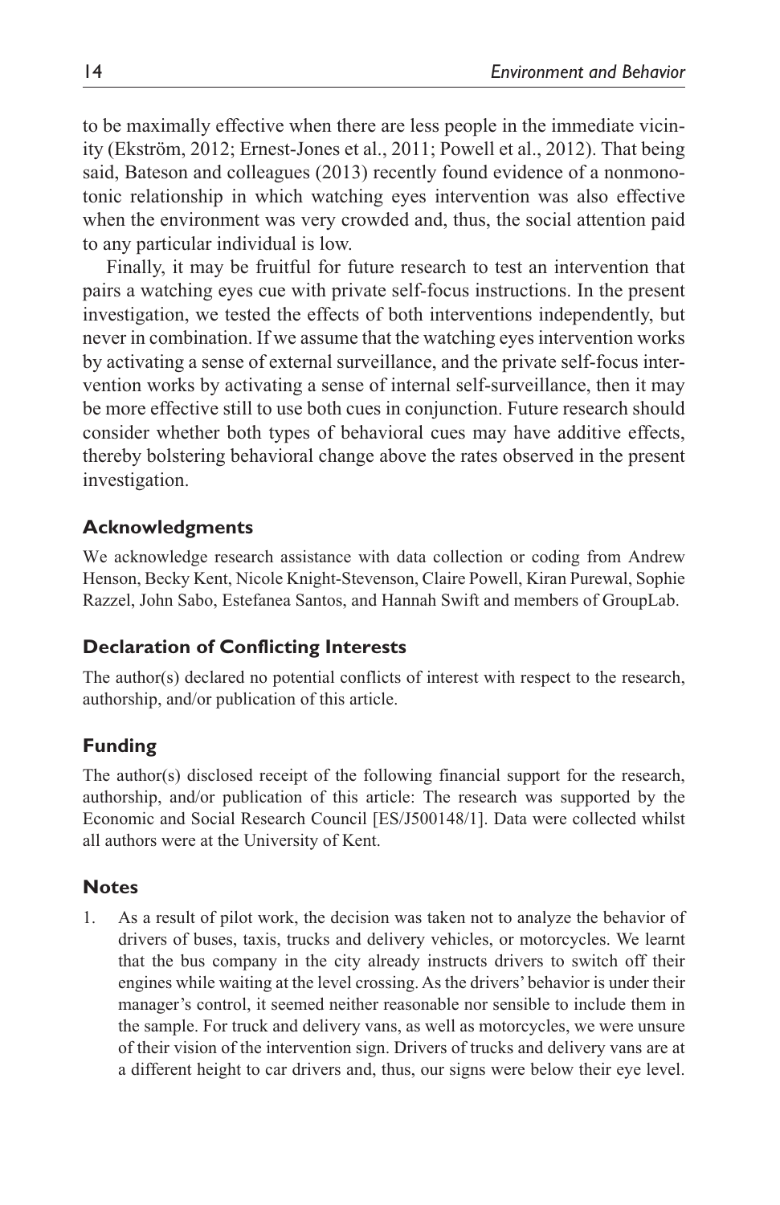to be maximally effective when there are less people in the immediate vicinity (Ekström, 2012; Ernest-Jones et al., 2011; Powell et al., 2012). That being said, Bateson and colleagues (2013) recently found evidence of a nonmonotonic relationship in which watching eyes intervention was also effective when the environment was very crowded and, thus, the social attention paid to any particular individual is low.

Finally, it may be fruitful for future research to test an intervention that pairs a watching eyes cue with private self-focus instructions. In the present investigation, we tested the effects of both interventions independently, but never in combination. If we assume that the watching eyes intervention works by activating a sense of external surveillance, and the private self-focus intervention works by activating a sense of internal self-surveillance, then it may be more effective still to use both cues in conjunction. Future research should consider whether both types of behavioral cues may have additive effects, thereby bolstering behavioral change above the rates observed in the present investigation.

## Acknowledgments

We acknowledge research assistance with data collection or coding from Andrew Henson, Becky Kent, Nicole Knight-Stevenson, Claire Powell, Kiran Purewal, Sophie Razzel, John Sabo, Estefanea Santos, and Hannah Swift and members of GroupLab.

## Declaration of Conflicting Interests

The author(s) declared no potential conflicts of interest with respect to the research, authorship, and/or publication of this article.

## Funding

The author(s) disclosed receipt of the following financial support for the research, authorship, and/or publication of this article: The research was supported by the Economic and Social Research Council [ES/J500148/1]. Data were collected whilst all authors were at the University of Kent.

## Notes

1. As a result of pilot work, the decision was taken not to analyze the behavior of drivers of buses, taxis, trucks and delivery vehicles, or motorcycles. We learnt that the bus company in the city already instructs drivers to switch off their engines while waiting at the level crossing. As the drivers' behavior is under their manager's control, it seemed neither reasonable nor sensible to include them in the sample. For truck and delivery vans, as well as motorcycles, we were unsure of their vision of the intervention sign. Drivers of trucks and delivery vans are at a different height to car drivers and, thus, our signs were below their eye level.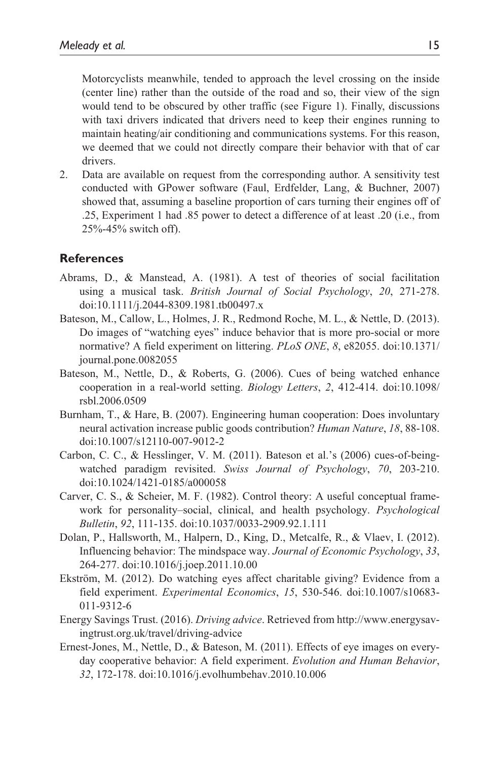Motorcyclists meanwhile, tended to approach the level crossing on the inside (center line) rather than the outside of the road and so, their view of the sign would tend to be obscured by other traffic (see Figure 1). Finally, discussions with taxi drivers indicated that drivers need to keep their engines running to maintain heating/air conditioning and communications systems. For this reason, we deemed that we could not directly compare their behavior with that of car drivers.

2. Data are available on request from the corresponding author. A sensitivity test conducted with GPower software (Faul, Erdfelder, Lang, & Buchner, 2007) showed that, assuming a baseline proportion of cars turning their engines off of .25, Experiment 1 had .85 power to detect a difference of at least .20 (i.e., from 25%-45% switch off).

## References

- Abrams, D., & Manstead, A. (1981). A test of theories of social facilitation using a musical task. *British Journal of Social Psychology*, *20*, 271-278. doi:10.1111/j.2044-8309.1981.tb00497.x
- Bateson, M., Callow, L., Holmes, J. R., Redmond Roche, M. L., & Nettle, D. (2013). Do images of "watching eyes" induce behavior that is more pro-social or more normative? A field experiment on littering. *PLoS ONE*, *8*, e82055. doi:10.1371/journal.pone.0082055
- Bateson, M., Nettle, D., & Roberts, G. (2006). Cues of being watched enhance cooperation in a real-world setting. *Biology Letters*, *2*, 412-414. doi:10.1098/rsbl.2006.0509
- Burnham, T., & Hare, B. (2007). Engineering human cooperation: Does involuntary neural activation increase public goods contribution? *Human Nature*, *18*, 88-108. doi:10.1007/s12110-007-9012-2
- Carbon, C. C., & Hesslinger, V. M. (2011). Bateson et al.'s (2006) cues-of-being-watched paradigm revisited. *Swiss Journal of Psychology*, *70*, 203-210. doi:10.1024/1421-0185/a000058
- Carver, C. S., & Scheier, M. F. (1982). Control theory: A useful conceptual framework for personality–social, clinical, and health psychology. *Psychological Bulletin*, *92*, 111-135. doi:10.1037/0033-2909.92.1.111
- Dolan, P., Hallsworth, M., Halpern, D., King, D., Metcalfe, R., & Vlaev, I. (2012). Influencing behavior: The mindspace way. *Journal of Economic Psychology*, *33*, 264-277. doi:10.1016/j.joep.2011.10.00
- Ekström, M. (2012). Do watching eyes affect charitable giving? Evidence from a field experiment. *Experimental Economics*, *15*, 530-546. doi:10.1007/s10683-011-9312-6
- Energy Savings Trust. (2016). *Driving advice*. Retrieved from http://www.energysavingtrust.org.uk/travel/driving-advice
- Ernest-Jones, M., Nettle, D., & Bateson, M. (2011). Effects of eye images on everyday cooperative behavior: A field experiment. *Evolution and Human Behavior*, *32*, 172-178. doi:10.1016/j.evolhumbehav.2010.10.006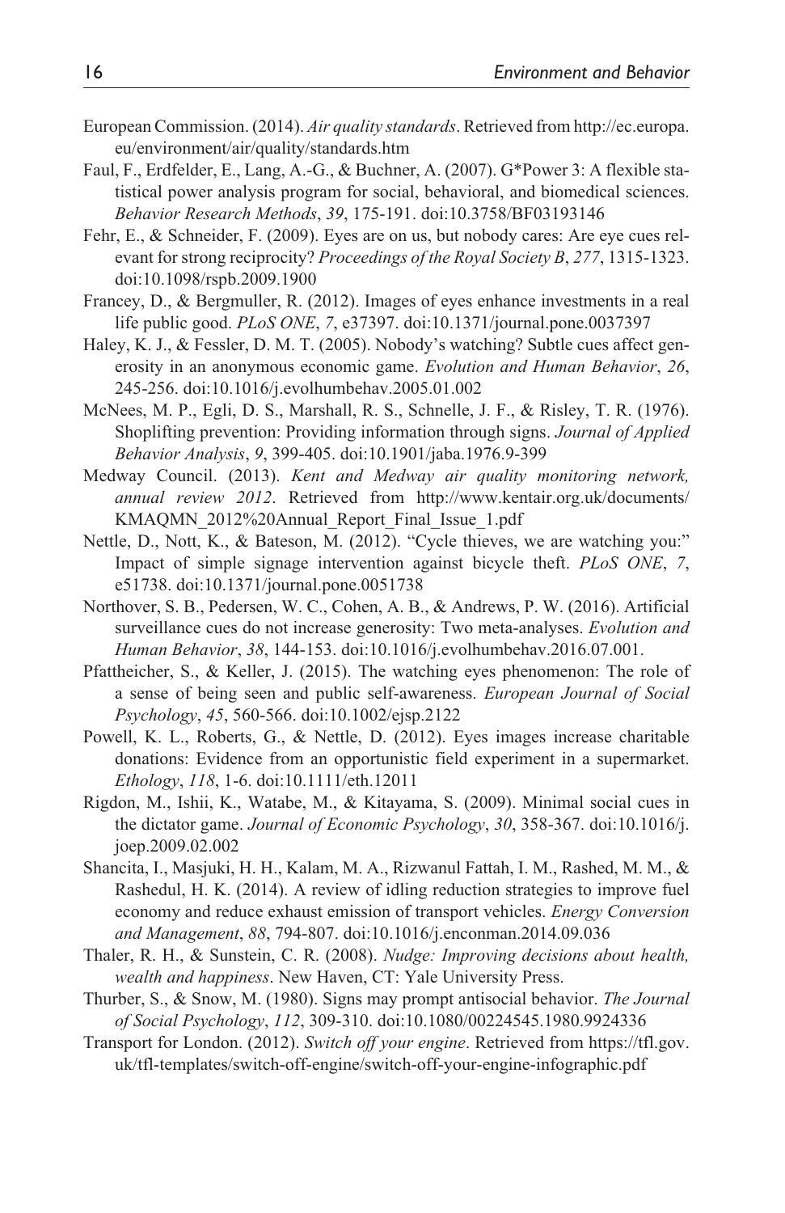European Commission. (2014). *Air quality standards*. Retrieved from http://ec.europa.eu/environment/air/quality/standards.htm

Faul, F., Erdfelder, E., Lang, A.-G., & Buchner, A. (2007). G*Power 3: A flexible statistical power analysis program for social, behavioral, and biomedical sciences. *Behavior Research Methods*, *39*, 175-191. doi:10.3758/BF03193146

Fehr, E., & Schneider, F. (2009). Eyes are on us, but nobody cares: Are eye cues relevant for strong reciprocity? *Proceedings of the Royal Society B*, *277*, 1315-1323. doi:10.1098/rspb.2009.1900

Francey, D., & Bergmuller, R. (2012). Images of eyes enhance investments in a real life public good. *PLoS ONE*, *7*, e37397. doi:10.1371/journal.pone.0037397

Haley, K. J., & Fessler, D. M. T. (2005). Nobody's watching? Subtle cues affect generosity in an anonymous economic game. *Evolution and Human Behavior*, *26*, 245-256. doi:10.1016/j.evolhumbehav.2005.01.002

McNees, M. P., Egli, D. S., Marshall, R. S., Schnelle, J. F., & Risley, T. R. (1976). Shoplifting prevention: Providing information through signs. *Journal of Applied Behavior Analysis*, *9*, 399-405. doi:10.1901/jaba.1976.9-399

Medway Council. (2013). *Kent and Medway air quality monitoring network, annual review 2012*. Retrieved from http://www.kentair.org.uk/documents/KMAQMN_2012%20Annual_Report_Final_Issue_1.pdf

Nettle, D., Nott, K., & Bateson, M. (2012). "Cycle thieves, we are watching you:" Impact of simple signage intervention against bicycle theft. *PLoS ONE*, *7*, e51738. doi:10.1371/journal.pone.0051738

Northover, S. B., Pedersen, W. C., Cohen, A. B., & Andrews, P. W. (2016). Artificial surveillance cues do not increase generosity: Two meta-analyses. *Evolution and Human Behavior*, *38*, 144-153. doi:10.1016/j.evolhumbehav.2016.07.001.

Pfattheicher, S., & Keller, J. (2015). The watching eyes phenomenon: The role of a sense of being seen and public self-awareness. *European Journal of Social Psychology*, *45*, 560-566. doi:10.1002/ejsp.2122

Powell, K. L., Roberts, G., & Nettle, D. (2012). Eyes images increase charitable donations: Evidence from an opportunistic field experiment in a supermarket. *Ethology*, *118*, 1-6. doi:10.1111/eth.12011

Rigdon, M., Ishii, K., Watabe, M., & Kitayama, S. (2009). Minimal social cues in the dictator game. *Journal of Economic Psychology*, *30*, 358-367. doi:10.1016/j.joep.2009.02.002

Shancita, I., Masjuki, H. H., Kalam, M. A., Rizwanul Fattah, I. M., Rashed, M. M., & Rashedul, H. K. (2014). A review of idling reduction strategies to improve fuel economy and reduce exhaust emission of transport vehicles. *Energy Conversion and Management*, *88*, 794-807. doi:10.1016/j.enconman.2014.09.036

Thaler, R. H., & Sunstein, C. R. (2008). *Nudge: Improving decisions about health, wealth and happiness*. New Haven, CT: Yale University Press.

Thurber, S., & Snow, M. (1980). Signs may prompt antisocial behavior. *The Journal of Social Psychology*, *112*, 309-310. doi:10.1080/00224545.1980.9924336

Transport for London. (2012). *Switch off your engine*. Retrieved from https://tfl.gov.uk/tfl-templates/switch-off-engine/switch-off-your-engine-infographic.pdf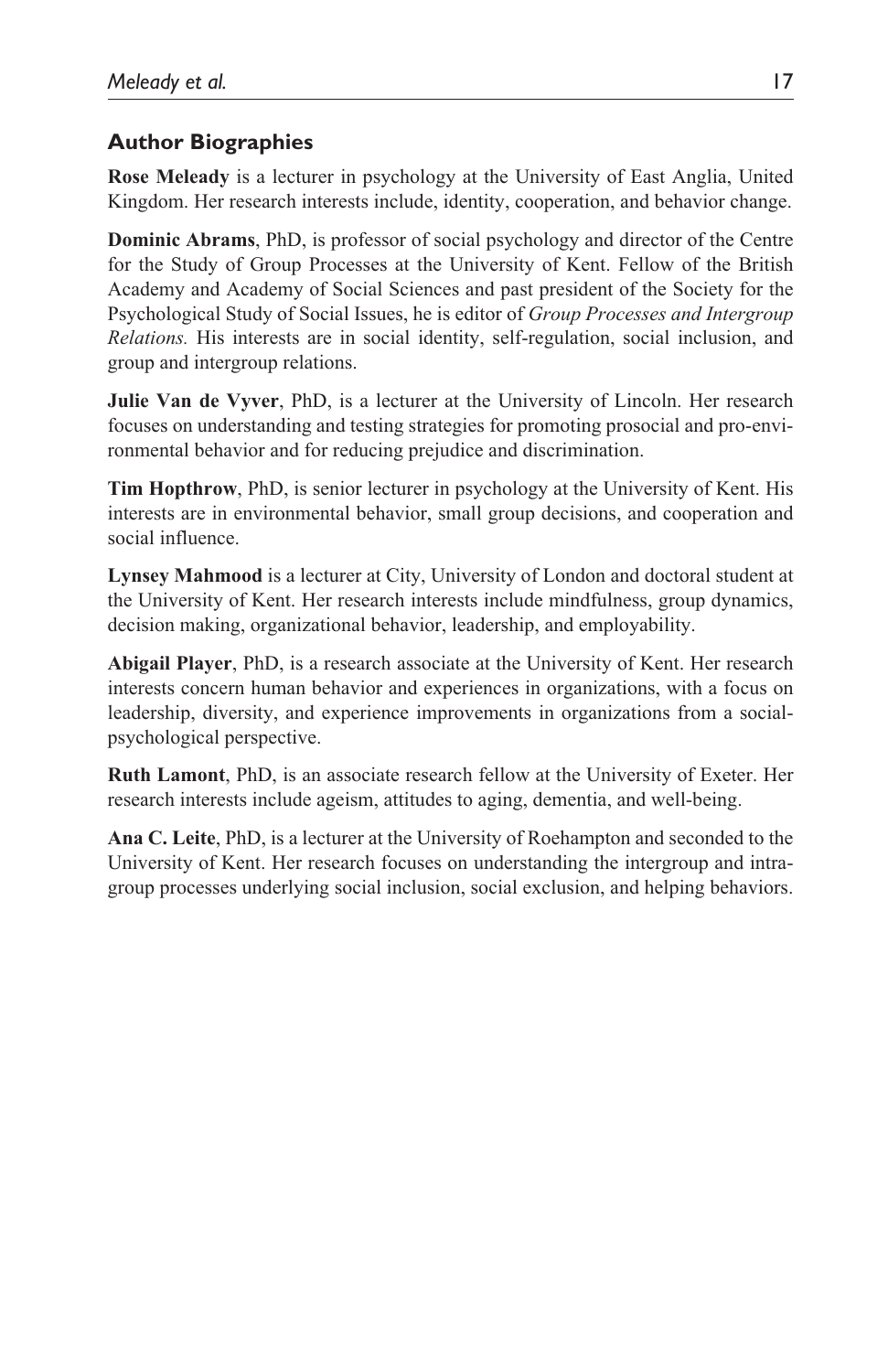## Author Biographies

**Rose Meleady** is a lecturer in psychology at the University of East Anglia, United Kingdom. Her research interests include, identity, cooperation, and behavior change.

**Dominic Abrams**, PhD, is professor of social psychology and director of the Centre for the Study of Group Processes at the University of Kent. Fellow of the British Academy and Academy of Social Sciences and past president of the Society for the Psychological Study of Social Issues, he is editor of *Group Processes and Intergroup Relations.* His interests are in social identity, self-regulation, social inclusion, and group and intergroup relations.

**Julie Van de Vyver**, PhD, is a lecturer at the University of Lincoln. Her research focuses on understanding and testing strategies for promoting prosocial and pro-environmental behavior and for reducing prejudice and discrimination.

**Tim Hopthrow**, PhD, is senior lecturer in psychology at the University of Kent. His interests are in environmental behavior, small group decisions, and cooperation and social influence.

**Lynsey Mahmood** is a lecturer at City, University of London and doctoral student at the University of Kent. Her research interests include mindfulness, group dynamics, decision making, organizational behavior, leadership, and employability.

**Abigail Player**, PhD, is a research associate at the University of Kent. Her research interests concern human behavior and experiences in organizations, with a focus on leadership, diversity, and experience improvements in organizations from a social-psychological perspective.

**Ruth Lamont**, PhD, is an associate research fellow at the University of Exeter. Her research interests include ageism, attitudes to aging, dementia, and well-being.

**Ana C. Leite**, PhD, is a lecturer at the University of Roehampton and seconded to the University of Kent. Her research focuses on understanding the intergroup and intragroup processes underlying social inclusion, social exclusion, and helping behaviors.